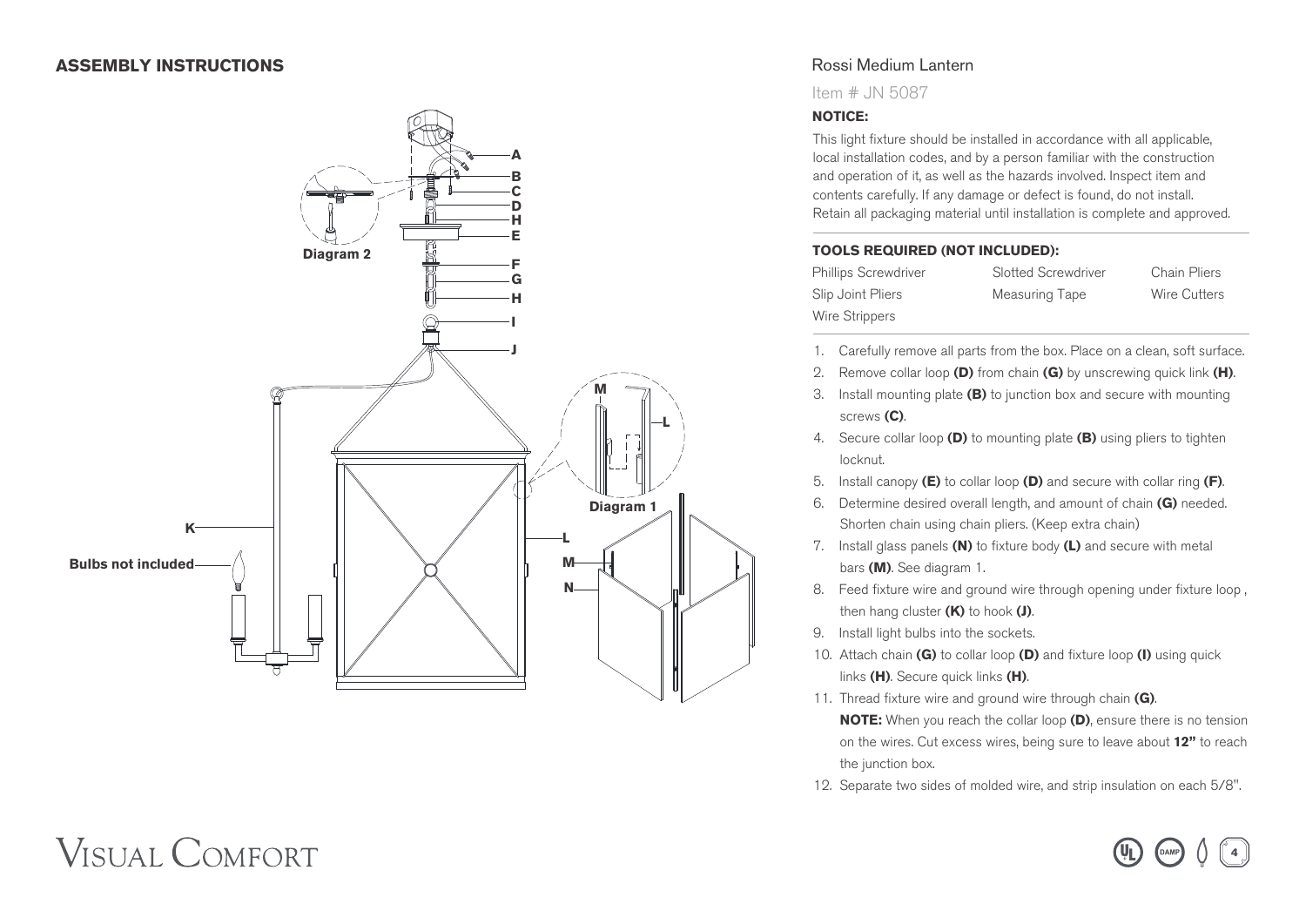## ASSEMBLY INSTRUCTIONS

A
B
C
D
H
E
F
G
H
I
J

Diagram 2

M
L
Diagram 1

K
L
M
N

Bulbs not included

# Rossi Medium Lantern

Item # JN 5087

**NOTICE:**

This light fixture should be installed in accordance with all applicable, local installation codes, and by a person familiar with the construction and operation of it, as well as the hazards involved. Inspect item and contents carefully. If any damage or defect is found, do not install. Retain all packaging material until installation is complete and approved.

**TOOLS REQUIRED (NOT INCLUDED):**

| Phillips Screwdriver | Slotted Screwdriver | Chain Pliers |
|---|---|---|
| Slip Joint Pliers | Measuring Tape | Wire Cutters |
| Wire Strippers | | |

1. Carefully remove all parts from the box. Place on a clean, soft surface.
2. Remove collar loop **(D)** from chain **(G)** by unscrewing quick link **(H)**.
3. Install mounting plate **(B)** to junction box and secure with mounting screws **(C)**.
4. Secure collar loop **(D)** to mounting plate **(B)** using pliers to tighten locknut.
5. Install canopy **(E)** to collar loop **(D)** and secure with collar ring **(F)**.
6. Determine desired overall length, and amount of chain **(G)** needed. Shorten chain using chain pliers. (Keep extra chain)
7. Install glass panels **(N)** to fixture body **(L)** and secure with metal bars **(M)**. See diagram 1.
8. Feed fixture wire and ground wire through opening under fixture loop , then hang cluster **(K)** to hook **(J)**.
9. Install light bulbs into the sockets.
10. Attach chain **(G)** to collar loop **(D)** and fixture loop **(I)** using quick links **(H)**. Secure quick links **(H)**.
11. Thread fixture wire and ground wire through chain **(G)**.
    **NOTE:** When you reach the collar loop **(D)**, ensure there is no tension on the wires. Cut excess wires, being sure to leave about **12"** to reach the junction box.
12. Separate two sides of molded wire, and strip insulation on each 5/8".

VISUAL COMFORT

DAMP 4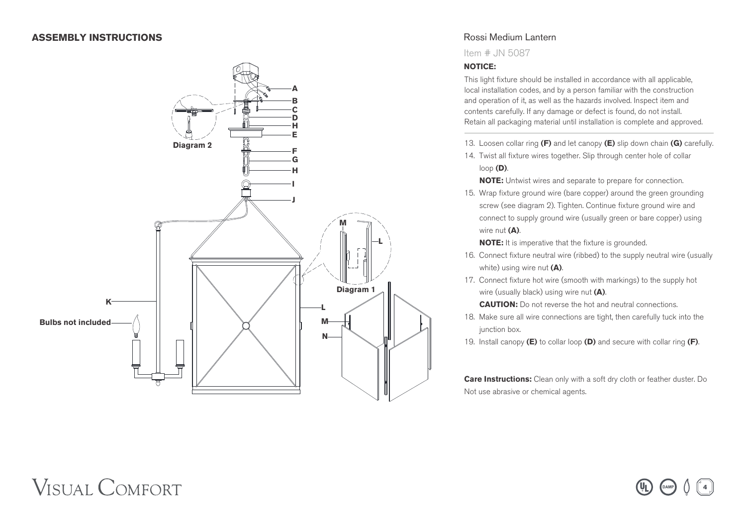## ASSEMBLY INSTRUCTIONS

A
B
C
D
H
E
Diagram 2
F
G
H
I
J
M
L
Diagram 1
K
L
M
N
Bulbs not included

Rossi Medium Lantern

Item # JN 5087

**NOTICE:**

This light fixture should be installed in accordance with all applicable, local installation codes, and by a person familiar with the construction and operation of it, as well as the hazards involved. Inspect item and contents carefully. If any damage or defect is found, do not install. Retain all packaging material until installation is complete and approved.

13. Loosen collar ring **(F)** and let canopy **(E)** slip down chain **(G)** carefully.
14. Twist all fixture wires together. Slip through center hole of collar loop **(D)**.

    **NOTE:** Untwist wires and separate to prepare for connection.
15. Wrap fixture ground wire (bare copper) around the green grounding screw (see diagram 2). Tighten. Continue fixture ground wire and connect to supply ground wire (usually green or bare copper) using wire nut **(A)**.

    **NOTE:** It is imperative that the fixture is grounded.
16. Connect fixture neutral wire (ribbed) to the supply neutral wire (usually white) using wire nut **(A)**.
17. Connect fixture hot wire (smooth with markings) to the supply hot wire (usually black) using wire nut **(A)**.

    **CAUTION:** Do not reverse the hot and neutral connections.
18. Make sure all wire connections are tight, then carefully tuck into the junction box.
19. Install canopy **(E)** to collar loop **(D)** and secure with collar ring **(F)**.

**Care Instructions:** Clean only with a soft dry cloth or feather duster. Do Not use abrasive or chemical agents.

VISUAL COMFORT